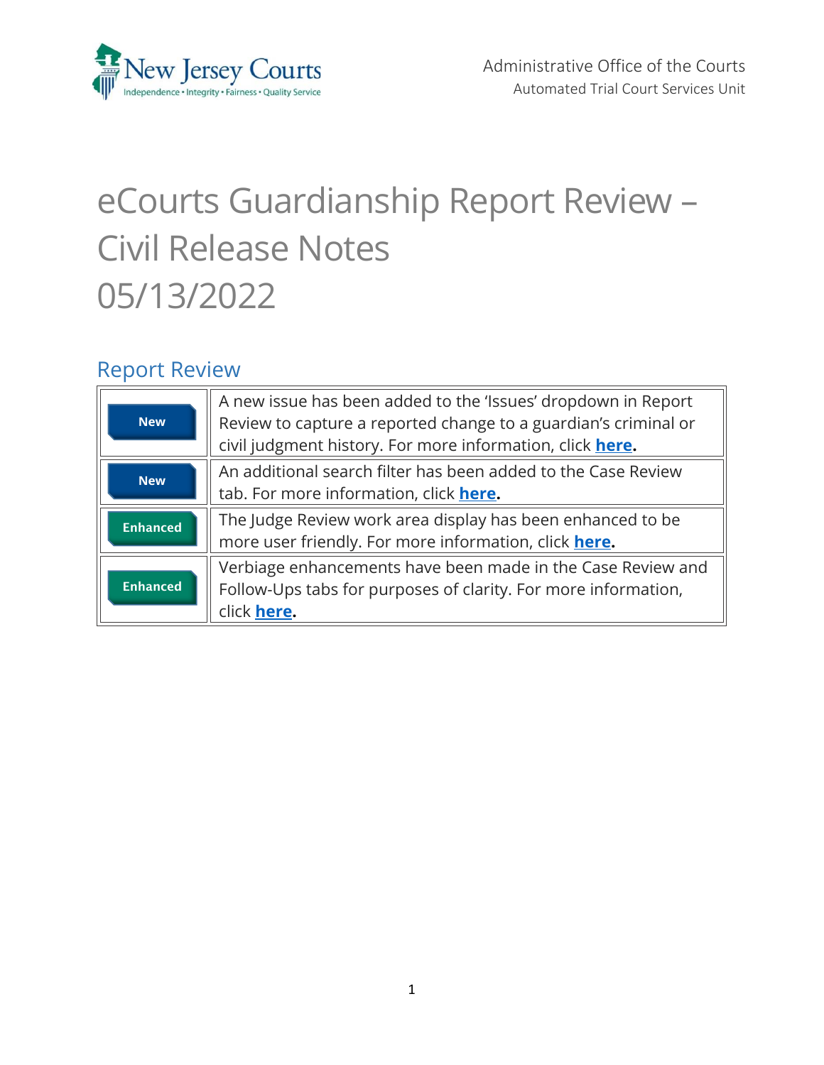New Jersey Courts

Independence • Integrity • Fairness • Quality Service

Administrative Office of the Courts
Automated Trial Court Services Unit

# eCourts Guardianship Report Review – Civil Release Notes 05/13/2022

## Report Review

| | |
|---|---|
| **New** | A new issue has been added to the 'Issues' dropdown in Report Review to capture a reported change to a guardian's criminal or civil judgment history. For more information, click **here**. |
| **New** | An additional search filter has been added to the Case Review tab. For more information, click **here**. |
| **Enhanced** | The Judge Review work area display has been enhanced to be more user friendly. For more information, click **here**. |
| **Enhanced** | Verbiage enhancements have been made in the Case Review and Follow-Ups tabs for purposes of clarity. For more information, click **here**. |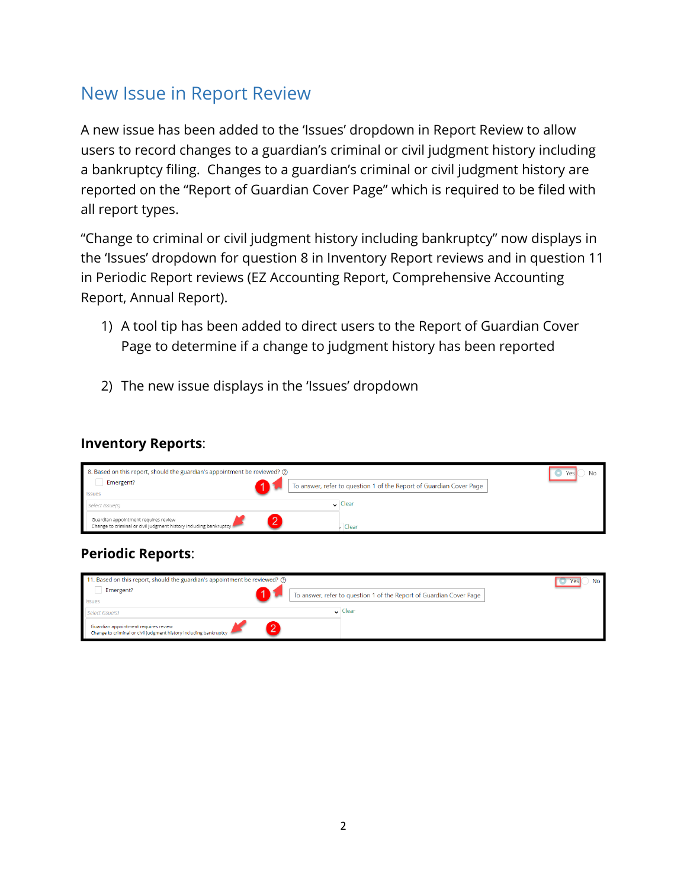## New Issue in Report Review

A new issue has been added to the 'Issues' dropdown in Report Review to allow users to record changes to a guardian's criminal or civil judgment history including a bankruptcy filing. Changes to a guardian's criminal or civil judgment history are reported on the "Report of Guardian Cover Page" which is required to be filed with all report types.

"Change to criminal or civil judgment history including bankruptcy" now displays in the 'Issues' dropdown for question 8 in Inventory Report reviews and in question 11 in Periodic Report reviews (EZ Accounting Report, Comprehensive Accounting Report, Annual Report).

1) A tool tip has been added to direct users to the Report of Guardian Cover Page to determine if a change to judgment history has been reported

2) The new issue displays in the 'Issues' dropdown

**Inventory Reports**:

8. Based on this report, should the guardian's appointment be reviewed? Yes No

Emergent?

Issues

Select issue(s) Clear

To answer, refer to question 1 of the Report of Guardian Cover Page

Guardian appointment requires review

Change to criminal or civil judgment history including bankruptcy

**Periodic Reports**:

11. Based on this report, should the guardian's appointment be reviewed? Yes No

Emergent?

Issues

Select issue(s) Clear

To answer, refer to question 1 of the Report of Guardian Cover Page

Guardian appointment requires review

Change to criminal or civil judgment history including bankruptcy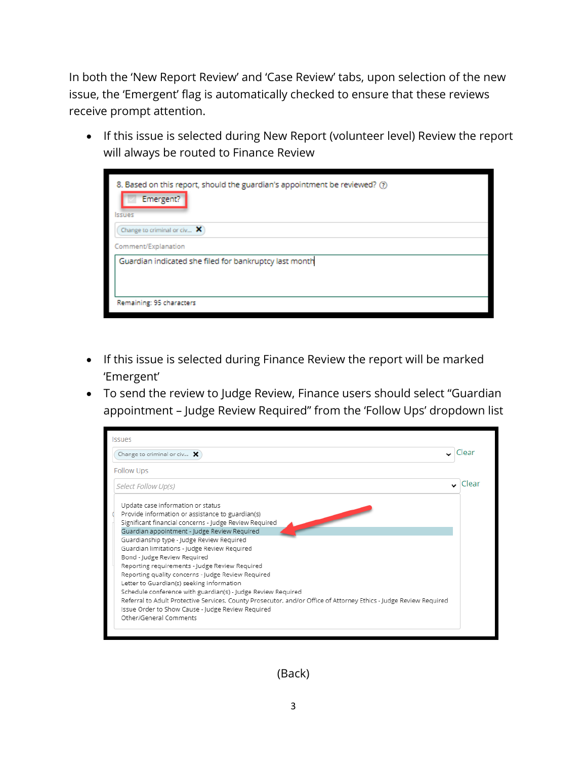In both the 'New Report Review' and 'Case Review' tabs, upon selection of the new issue, the 'Emergent' flag is automatically checked to ensure that these reviews receive prompt attention.

- If this issue is selected during New Report (volunteer level) Review the report will always be routed to Finance Review

8. Based on this report, should the guardian's appointment be reviewed?

Emergent?

Issues

Change to criminal or civ...

Comment/Explanation

Guardian indicated she filed for bankruptcy last month

Remaining: 95 characters

- If this issue is selected during Finance Review the report will be marked 'Emergent'
- To send the review to Judge Review, Finance users should select "Guardian appointment – Judge Review Required" from the 'Follow Ups' dropdown list

Issues

Change to criminal or civ...

Clear

Follow Ups

Select Follow Up(s)

Clear

Update case information or status
Provide information or assistance to guardian(s)
Significant financial concerns - Judge Review Required
Guardian appointment - Judge Review Required
Guardianship type - Judge Review Required
Guardian limitations - Judge Review Required
Bond - Judge Review Required
Reporting requirements - Judge Review Required
Reporting quality concerns - Judge Review Required
Letter to Guardian(s) seeking information
Schedule conference with guardian(s) - Judge Review Required
Referral to Adult Protective Services, County Prosecutor, and/or Office of Attorney Ethics - Judge Review Required
Issue Order to Show Cause - Judge Review Required
Other/General Comments

(Back)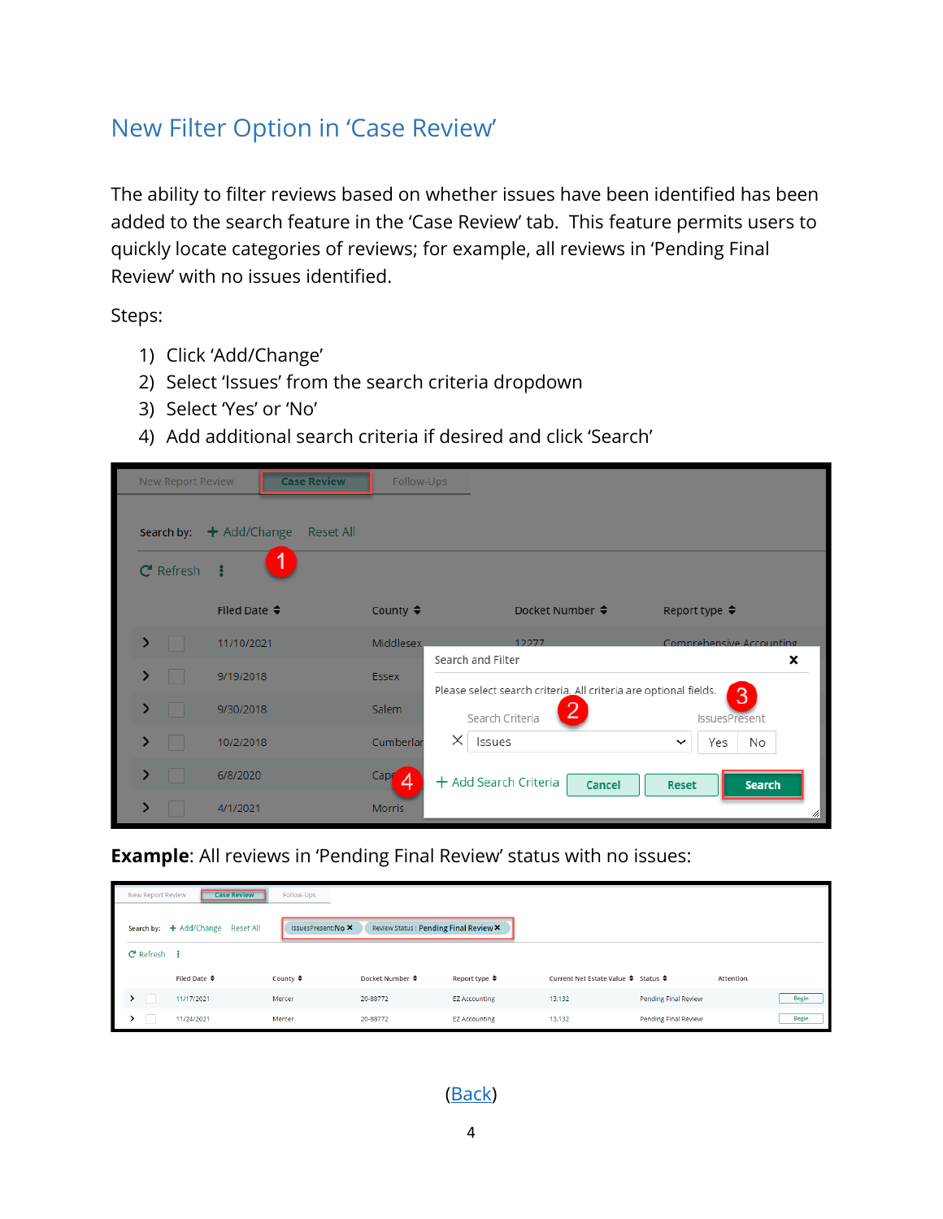## New Filter Option in 'Case Review'

The ability to filter reviews based on whether issues have been identified has been added to the search feature in the 'Case Review' tab. This feature permits users to quickly locate categories of reviews; for example, all reviews in 'Pending Final Review' with no issues identified.

Steps:

1) Click 'Add/Change'
2) Select 'Issues' from the search criteria dropdown
3) Select 'Yes' or 'No'
4) Add additional search criteria if desired and click 'Search'

**Example**: All reviews in 'Pending Final Review' status with no issues:

(Back)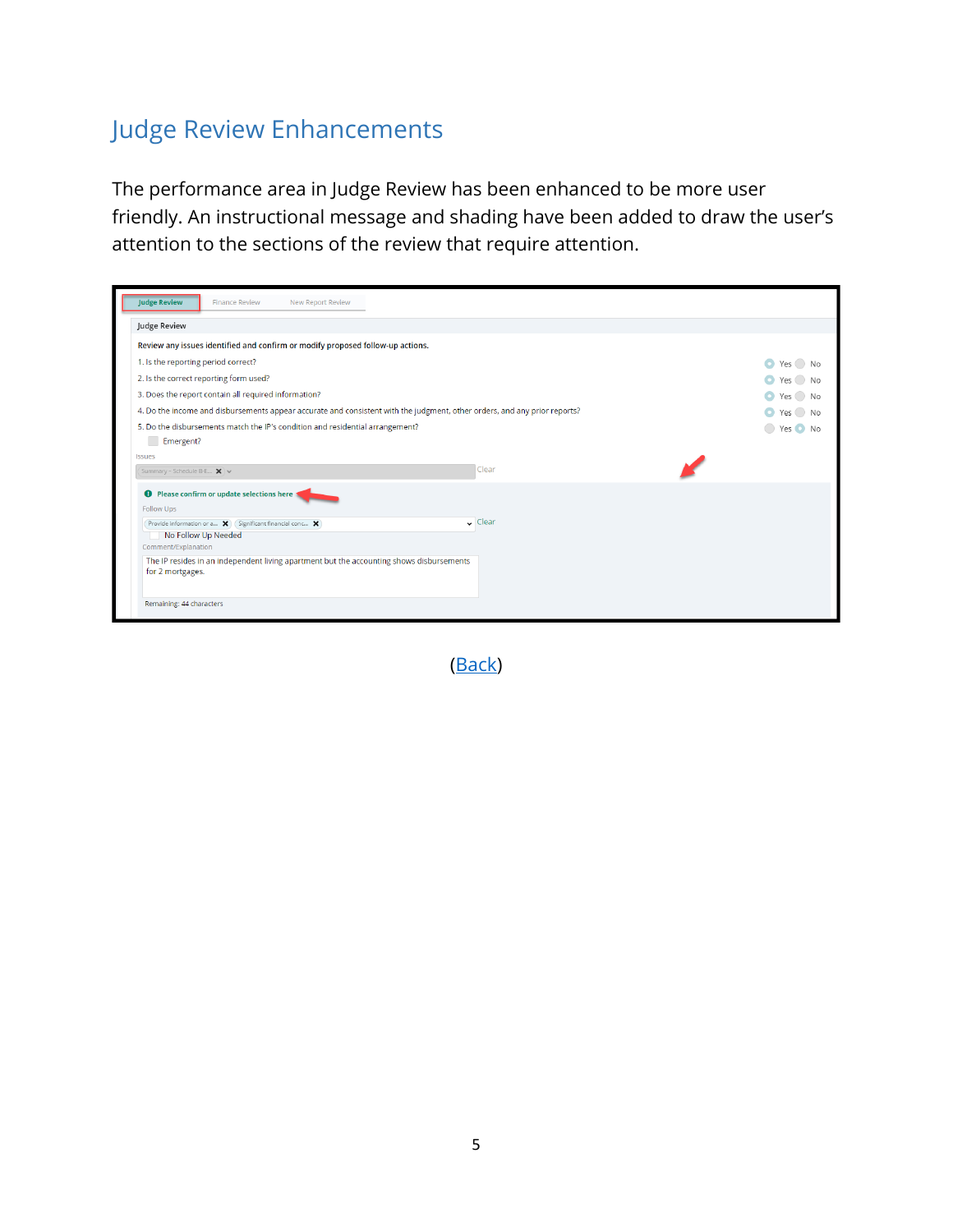# Judge Review Enhancements

The performance area in Judge Review has been enhanced to be more user friendly. An instructional message and shading have been added to draw the user's attention to the sections of the review that require attention.

Judge Review | Finance Review | New Report Review

Judge Review

Review any issues identified and confirm or modify proposed follow-up actions.

1. Is the reporting period correct? Yes No
2. Is the correct reporting form used? Yes No
3. Does the report contain all required information? Yes No
4. Do the income and disbursements appear accurate and consistent with the judgment, other orders, and any prior reports? Yes No
5. Do the disbursements match the IP's condition and residential arrangement? Yes No

Emergent?

Issues

Summary - Schedule B-E... Clear

Please confirm or update selections here

Follow Ups

Provide information or a... Significant financial conc... Clear

No Follow Up Needed

Comment/Explanation

The IP resides in an independent living apartment but the accounting shows disbursements for 2 mortgages.

Remaining: 44 characters

(Back)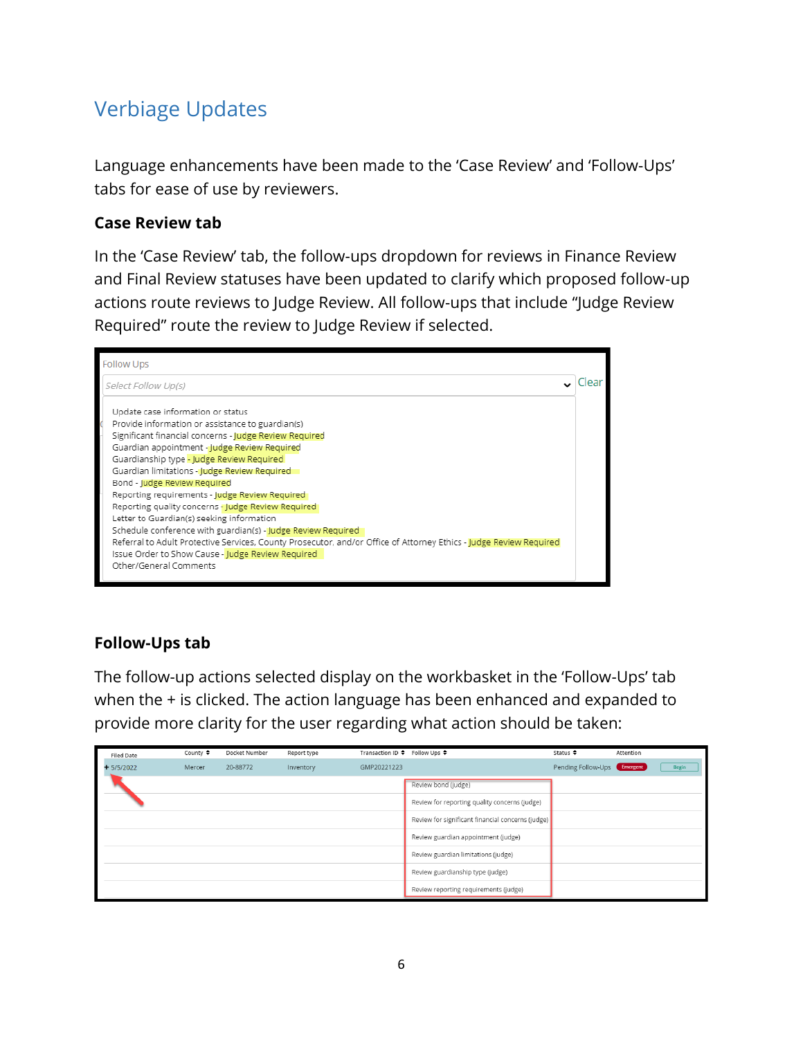# Verbiage Updates

Language enhancements have been made to the 'Case Review' and 'Follow-Ups' tabs for ease of use by reviewers.

### Case Review tab

In the 'Case Review' tab, the follow-ups dropdown for reviews in Finance Review and Final Review statuses have been updated to clarify which proposed follow-up actions route reviews to Judge Review. All follow-ups that include "Judge Review Required" route the review to Judge Review if selected.

Follow Ups

Select Follow Up(s) Clear

- Update case information or status
- Provide information or assistance to guardian(s)
- Significant financial concerns - Judge Review Required
- Guardian appointment - Judge Review Required
- Guardianship type - Judge Review Required
- Guardian limitations - Judge Review Required
- Bond - Judge Review Required
- Reporting requirements - Judge Review Required
- Reporting quality concerns - Judge Review Required
- Letter to Guardian(s) seeking information
- Schedule conference with guardian(s) - Judge Review Required
- Referral to Adult Protective Services, County Prosecutor, and/or Office of Attorney Ethics - Judge Review Required
- Issue Order to Show Cause - Judge Review Required
- Other/General Comments

### Follow-Ups tab

The follow-up actions selected display on the workbasket in the 'Follow-Ups' tab when the + is clicked. The action language has been enhanced and expanded to provide more clarity for the user regarding what action should be taken:

| Filed Date | County | Docket Number | Report type | Transaction ID | Follow Ups | Status | Attention | |
|---|---|---|---|---|---|---|---|---|
| + 5/5/2022 | Mercer | 20-88772 | Inventory | GMP20221223 | | Pending Follow-Ups | Emergent | Begin |
| | | | | | Review bond (judge) | | | |
| | | | | | Review for reporting quality concerns (judge) | | | |
| | | | | | Review for significant financial concerns (judge) | | | |
| | | | | | Review guardian appointment (judge) | | | |
| | | | | | Review guardian limitations (judge) | | | |
| | | | | | Review guardianship type (judge) | | | |
| | | | | | Review reporting requirements (judge) | | | |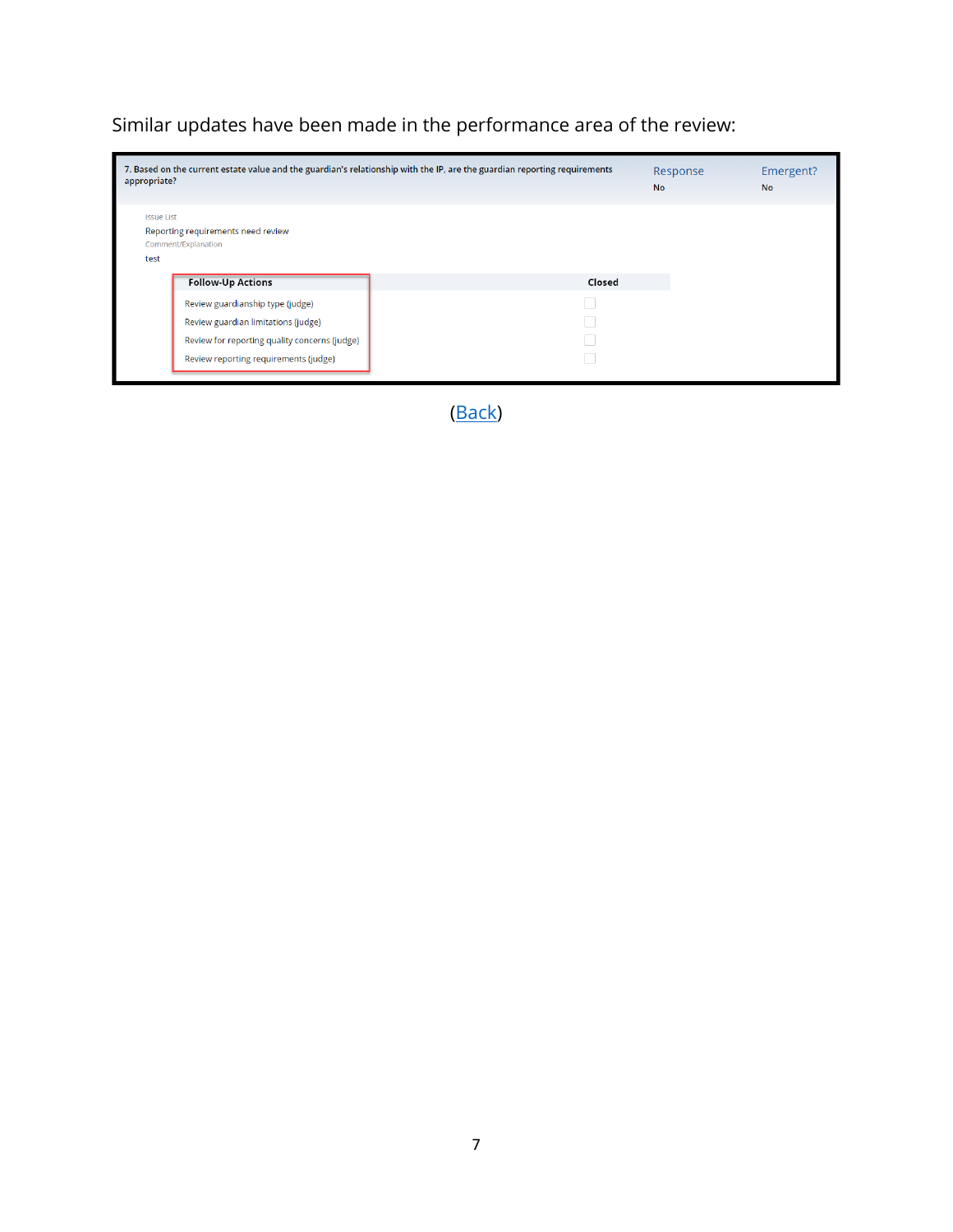Similar updates have been made in the performance area of the review:

7. Based on the current estate value and the guardian's relationship with the IP, are the guardian reporting requirements appropriate?

| | Response | Emergent? |
|---|---|---|
| | No | No |

Issue List

Reporting requirements need review

Comment/Explanation

test

| Follow-Up Actions | Closed |
|---|---|
| Review guardianship type (judge) | ☐ |
| Review guardian limitations (judge) | ☐ |
| Review for reporting quality concerns (judge) | ☐ |
| Review reporting requirements (judge) | ☐ |

(Back)